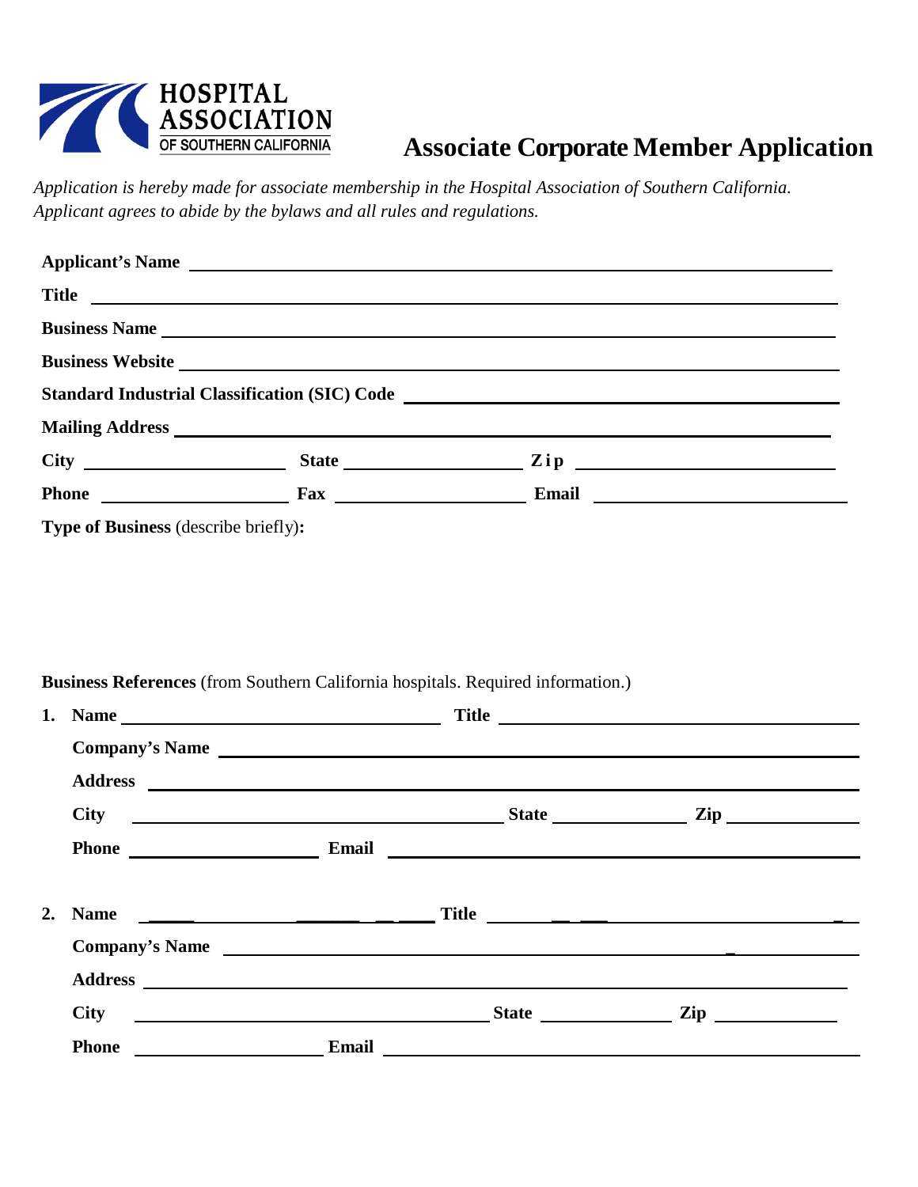**HOSPITAL ASSOCIATION OF SOUTHERN CALIFORNIA**

# Associate Corporate Member Application

*Application is hereby made for associate membership in the Hospital Association of Southern California. Applicant agrees to abide by the bylaws and all rules and regulations.*

**Applicant's Name** ______________________________

**Title** ______________________________

**Business Name** ______________________________

**Business Website** ______________________________

**Standard Industrial Classification (SIC) Code** ______________________________

**Mailing Address** ______________________________

**City** ______________ **State** ______________ **Zip** ______________

**Phone** ______________ **Fax** ______________ **Email** ______________

**Type of Business** (describe briefly)**:**

**Business References** (from Southern California hospitals. Required information.)

1. **Name** ______________ **Title** ______________

   **Company's Name** ______________________________

   **Address** ______________________________

   **City** ______________ **State** ______________ **Zip** ______________

   **Phone** ______________ **Email** ______________

2. **Name** ______________ **Title** ______________

   **Company's Name** ______________________________

   **Address** ______________________________

   **City** ______________ **State** ______________ **Zip** ______________

   **Phone** ______________ **Email** ______________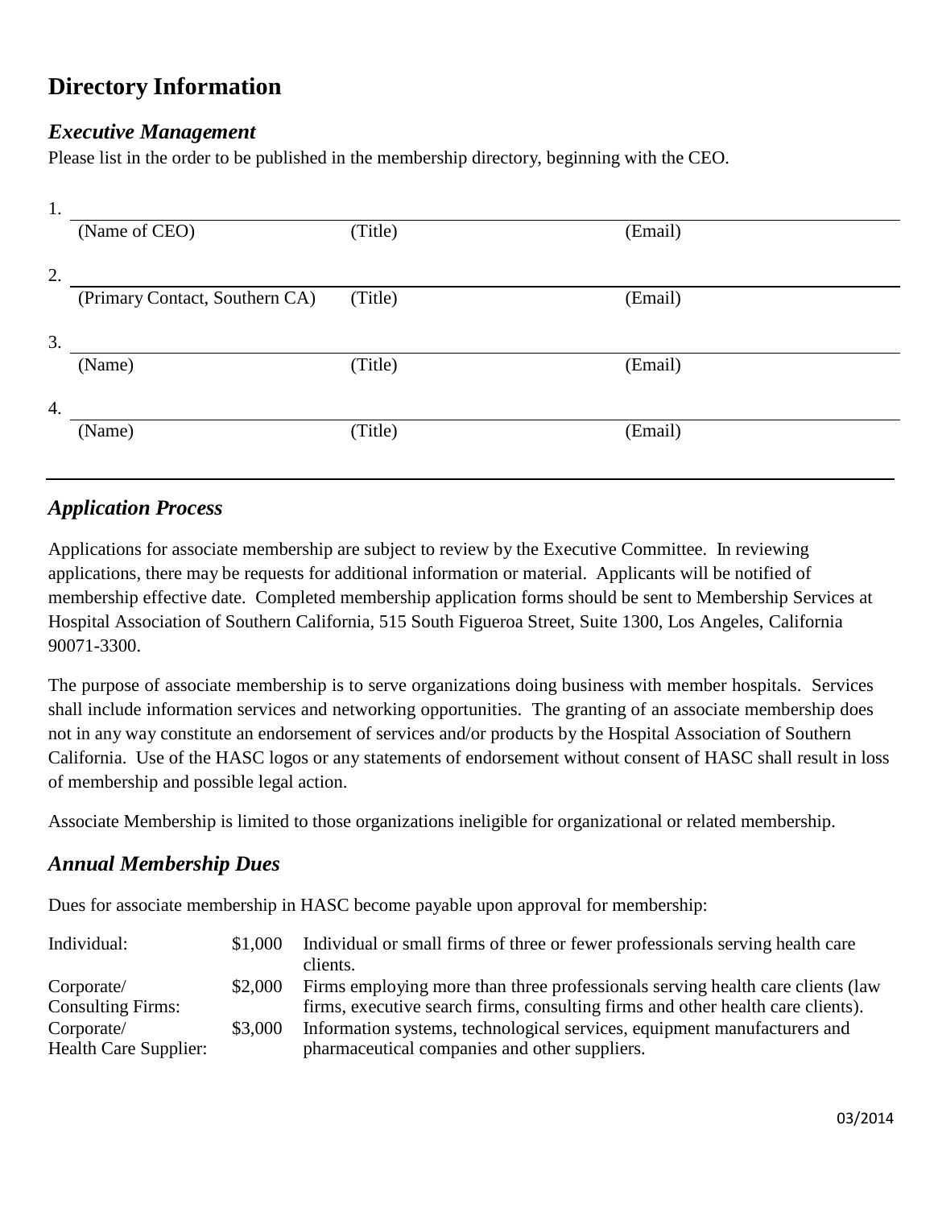# Directory Information

## *Executive Management*

Please list in the order to be published in the membership directory, beginning with the CEO.

1. \_\_\_\_\_\_\_\_\_\_\_\_\_\_\_\_\_\_\_\_\_\_\_\_\_\_\_\_\_\_\_\_\_\_\_\_\_\_\_\_\_\_\_\_\_\_\_\_
   (Name of CEO) (Title) (Email)

2. \_\_\_\_\_\_\_\_\_\_\_\_\_\_\_\_\_\_\_\_\_\_\_\_\_\_\_\_\_\_\_\_\_\_\_\_\_\_\_\_\_\_\_\_\_\_\_\_
   (Primary Contact, Southern CA) (Title) (Email)

3. \_\_\_\_\_\_\_\_\_\_\_\_\_\_\_\_\_\_\_\_\_\_\_\_\_\_\_\_\_\_\_\_\_\_\_\_\_\_\_\_\_\_\_\_\_\_\_\_
   (Name) (Title) (Email)

4. \_\_\_\_\_\_\_\_\_\_\_\_\_\_\_\_\_\_\_\_\_\_\_\_\_\_\_\_\_\_\_\_\_\_\_\_\_\_\_\_\_\_\_\_\_\_\_\_
   (Name) (Title) (Email)

---

## *Application Process*

Applications for associate membership are subject to review by the Executive Committee. In reviewing applications, there may be requests for additional information or material. Applicants will be notified of membership effective date. Completed membership application forms should be sent to Membership Services at Hospital Association of Southern California, 515 South Figueroa Street, Suite 1300, Los Angeles, California 90071-3300.

The purpose of associate membership is to serve organizations doing business with member hospitals. Services shall include information services and networking opportunities. The granting of an associate membership does not in any way constitute an endorsement of services and/or products by the Hospital Association of Southern California. Use of the HASC logos or any statements of endorsement without consent of HASC shall result in loss of membership and possible legal action.

Associate Membership is limited to those organizations ineligible for organizational or related membership.

## *Annual Membership Dues*

Dues for associate membership in HASC become payable upon approval for membership:

| | | |
|---|---|---|
| Individual: | $1,000 | Individual or small firms of three or fewer professionals serving health care clients. |
| Corporate/ Consulting Firms: | $2,000 | Firms employing more than three professionals serving health care clients (law firms, executive search firms, consulting firms and other health care clients). |
| Corporate/ Health Care Supplier: | $3,000 | Information systems, technological services, equipment manufacturers and pharmaceutical companies and other suppliers. |

03/2014